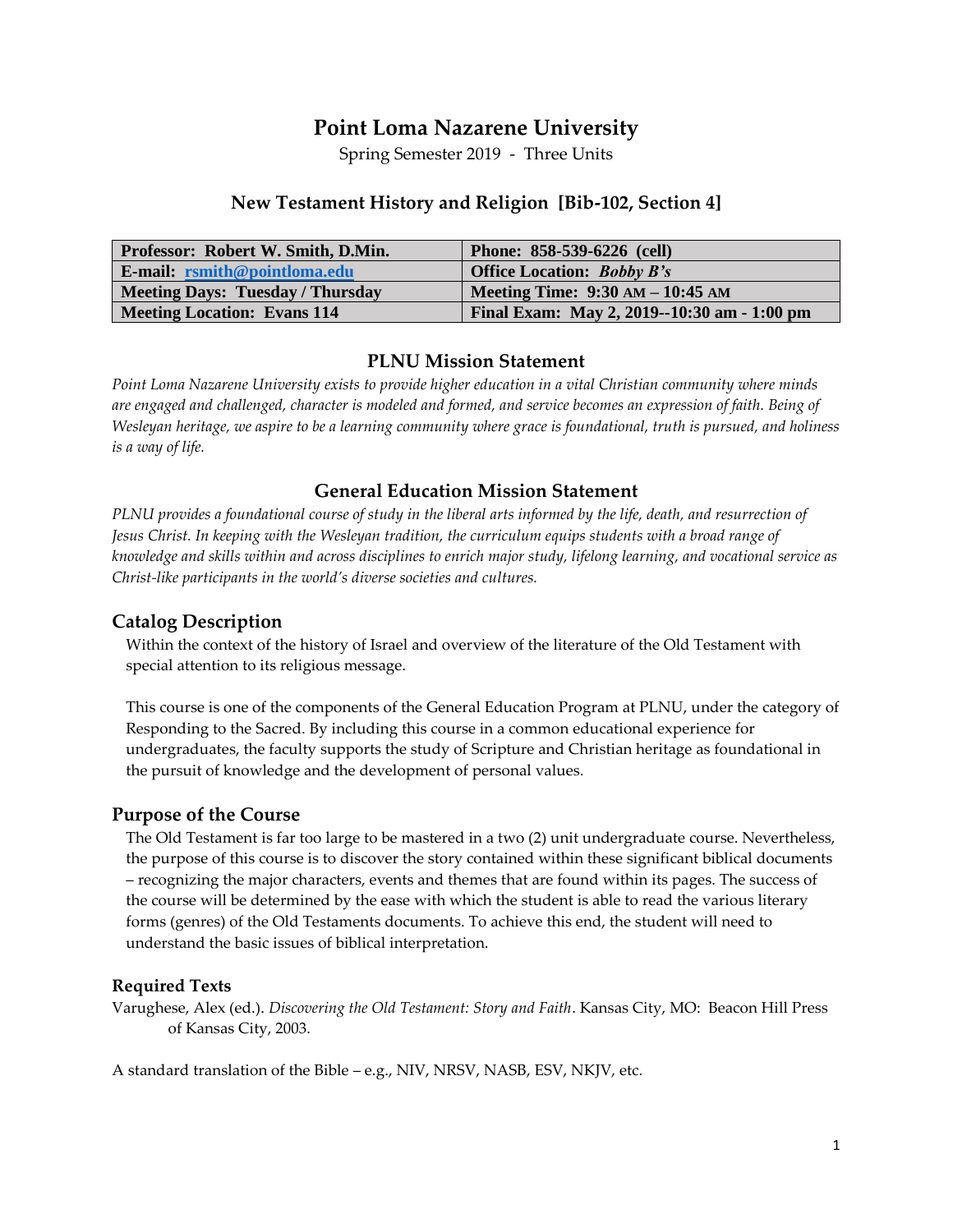# Point Loma Nazarene University

Spring Semester 2019 - Three Units

## New Testament History and Religion [Bib-102, Section 4]

| **Professor: Robert W. Smith, D.Min.** | **Phone: 858-539-6226 (cell)** |
|---|---|
| **E-mail: rsmith@pointloma.edu** | **Office Location: *Bobby B's*** |
| **Meeting Days: Tuesday / Thursday** | **Meeting Time: 9:30 AM – 10:45 AM** |
| **Meeting Location: Evans 114** | **Final Exam: May 2, 2019--10:30 am - 1:00 pm** |

## PLNU Mission Statement

*Point Loma Nazarene University exists to provide higher education in a vital Christian community where minds are engaged and challenged, character is modeled and formed, and service becomes an expression of faith. Being of Wesleyan heritage, we aspire to be a learning community where grace is foundational, truth is pursued, and holiness is a way of life.*

## General Education Mission Statement

*PLNU provides a foundational course of study in the liberal arts informed by the life, death, and resurrection of Jesus Christ. In keeping with the Wesleyan tradition, the curriculum equips students with a broad range of knowledge and skills within and across disciplines to enrich major study, lifelong learning, and vocational service as Christ-like participants in the world's diverse societies and cultures.*

## Catalog Description

Within the context of the history of Israel and overview of the literature of the Old Testament with special attention to its religious message.

This course is one of the components of the General Education Program at PLNU, under the category of Responding to the Sacred. By including this course in a common educational experience for undergraduates, the faculty supports the study of Scripture and Christian heritage as foundational in the pursuit of knowledge and the development of personal values.

## Purpose of the Course

The Old Testament is far too large to be mastered in a two (2) unit undergraduate course. Nevertheless, the purpose of this course is to discover the story contained within these significant biblical documents – recognizing the major characters, events and themes that are found within its pages. The success of the course will be determined by the ease with which the student is able to read the various literary forms (genres) of the Old Testaments documents. To achieve this end, the student will need to understand the basic issues of biblical interpretation.

### Required Texts

Varughese, Alex (ed.). *Discovering the Old Testament: Story and Faith*. Kansas City, MO: Beacon Hill Press of Kansas City, 2003.

A standard translation of the Bible – e.g., NIV, NRSV, NASB, ESV, NKJV, etc.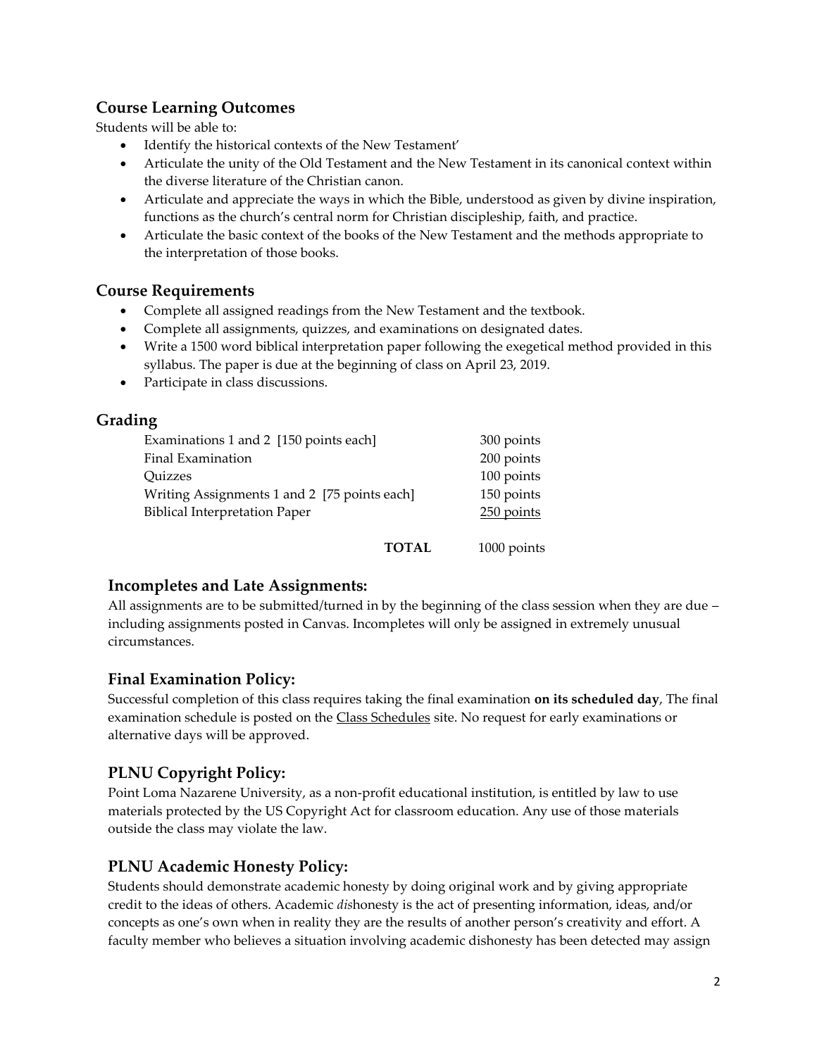## Course Learning Outcomes

Students will be able to:

- Identify the historical contexts of the New Testament'
- Articulate the unity of the Old Testament and the New Testament in its canonical context within the diverse literature of the Christian canon.
- Articulate and appreciate the ways in which the Bible, understood as given by divine inspiration, functions as the church's central norm for Christian discipleship, faith, and practice.
- Articulate the basic context of the books of the New Testament and the methods appropriate to the interpretation of those books.

## Course Requirements

- Complete all assigned readings from the New Testament and the textbook.
- Complete all assignments, quizzes, and examinations on designated dates.
- Write a 1500 word biblical interpretation paper following the exegetical method provided in this syllabus. The paper is due at the beginning of class on April 23, 2019.
- Participate in class discussions.

## Grading

| | |
|---|---|
| Examinations 1 and 2 [150 points each] | 300 points |
| Final Examination | 200 points |
| Quizzes | 100 points |
| Writing Assignments 1 and 2 [75 points each] | 150 points |
| Biblical Interpretation Paper | 250 points |
| **TOTAL** | 1000 points |

### Incompletes and Late Assignments:

All assignments are to be submitted/turned in by the beginning of the class session when they are due – including assignments posted in Canvas. Incompletes will only be assigned in extremely unusual circumstances.

### Final Examination Policy:

Successful completion of this class requires taking the final examination **on its scheduled day**, The final examination schedule is posted on the Class Schedules site. No request for early examinations or alternative days will be approved.

### PLNU Copyright Policy:

Point Loma Nazarene University, as a non-profit educational institution, is entitled by law to use materials protected by the US Copyright Act for classroom education. Any use of those materials outside the class may violate the law.

### PLNU Academic Honesty Policy:

Students should demonstrate academic honesty by doing original work and by giving appropriate credit to the ideas of others. Academic *dis*honesty is the act of presenting information, ideas, and/or concepts as one's own when in reality they are the results of another person's creativity and effort. A faculty member who believes a situation involving academic dishonesty has been detected may assign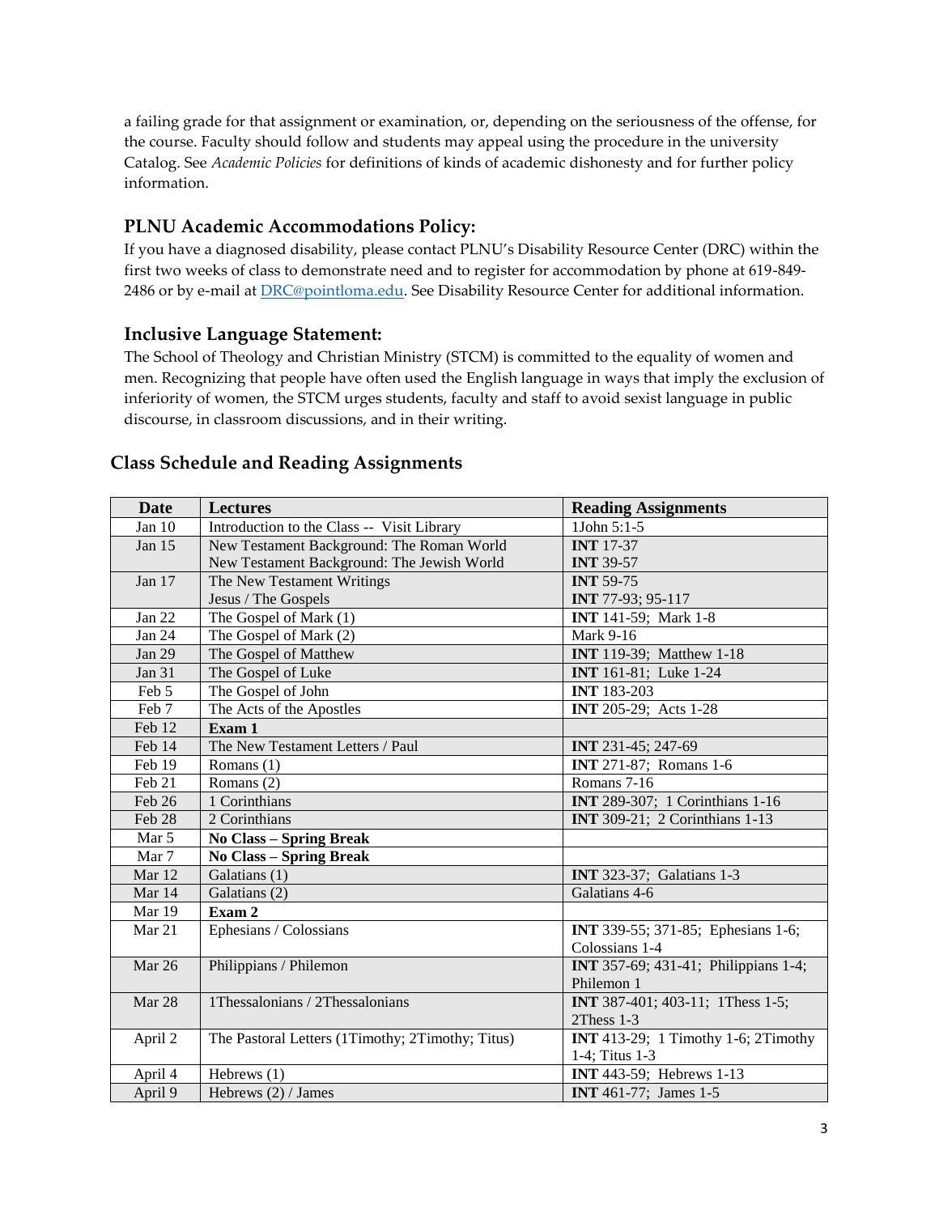a failing grade for that assignment or examination, or, depending on the seriousness of the offense, for the course. Faculty should follow and students may appeal using the procedure in the university Catalog. See *Academic Policies* for definitions of kinds of academic dishonesty and for further policy information.

### PLNU Academic Accommodations Policy:

If you have a diagnosed disability, please contact PLNU's Disability Resource Center (DRC) within the first two weeks of class to demonstrate need and to register for accommodation by phone at 619-849-2486 or by e-mail at DRC@pointloma.edu. See Disability Resource Center for additional information.

### Inclusive Language Statement:

The School of Theology and Christian Ministry (STCM) is committed to the equality of women and men. Recognizing that people have often used the English language in ways that imply the exclusion of inferiority of women, the STCM urges students, faculty and staff to avoid sexist language in public discourse, in classroom discussions, and in their writing.

## Class Schedule and Reading Assignments

| Date | Lectures | Reading Assignments |
|---|---|---|
| Jan 10 | Introduction to the Class -- Visit Library | 1John 5:1-5 |
| Jan 15 | New Testament Background: The Roman World<br>New Testament Background: The Jewish World | **INT** 17-37<br>**INT** 39-57 |
| Jan 17 | The New Testament Writings<br>Jesus / The Gospels | **INT** 59-75<br>**INT** 77-93; 95-117 |
| Jan 22 | The Gospel of Mark (1) | **INT** 141-59; Mark 1-8 |
| Jan 24 | The Gospel of Mark (2) | Mark 9-16 |
| Jan 29 | The Gospel of Matthew | **INT** 119-39; Matthew 1-18 |
| Jan 31 | The Gospel of Luke | **INT** 161-81; Luke 1-24 |
| Feb 5 | The Gospel of John | **INT** 183-203 |
| Feb 7 | The Acts of the Apostles | **INT** 205-29; Acts 1-28 |
| Feb 12 | **Exam 1** | |
| Feb 14 | The New Testament Letters / Paul | **INT** 231-45; 247-69 |
| Feb 19 | Romans (1) | **INT** 271-87; Romans 1-6 |
| Feb 21 | Romans (2) | Romans 7-16 |
| Feb 26 | 1 Corinthians | **INT** 289-307; 1 Corinthians 1-16 |
| Feb 28 | 2 Corinthians | **INT** 309-21; 2 Corinthians 1-13 |
| Mar 5 | **No Class – Spring Break** | |
| Mar 7 | **No Class – Spring Break** | |
| Mar 12 | Galatians (1) | **INT** 323-37; Galatians 1-3 |
| Mar 14 | Galatians (2) | Galatians 4-6 |
| Mar 19 | **Exam 2** | |
| Mar 21 | Ephesians / Colossians | **INT** 339-55; 371-85; Ephesians 1-6; Colossians 1-4 |
| Mar 26 | Philippians / Philemon | **INT** 357-69; 431-41; Philippians 1-4; Philemon 1 |
| Mar 28 | 1Thessalonians / 2Thessalonians | **INT** 387-401; 403-11; 1Thess 1-5; 2Thess 1-3 |
| April 2 | The Pastoral Letters (1Timothy; 2Timothy; Titus) | **INT** 413-29; 1 Timothy 1-6; 2Timothy 1-4; Titus 1-3 |
| April 4 | Hebrews (1) | **INT** 443-59; Hebrews 1-13 |
| April 9 | Hebrews (2) / James | **INT** 461-77; James 1-5 |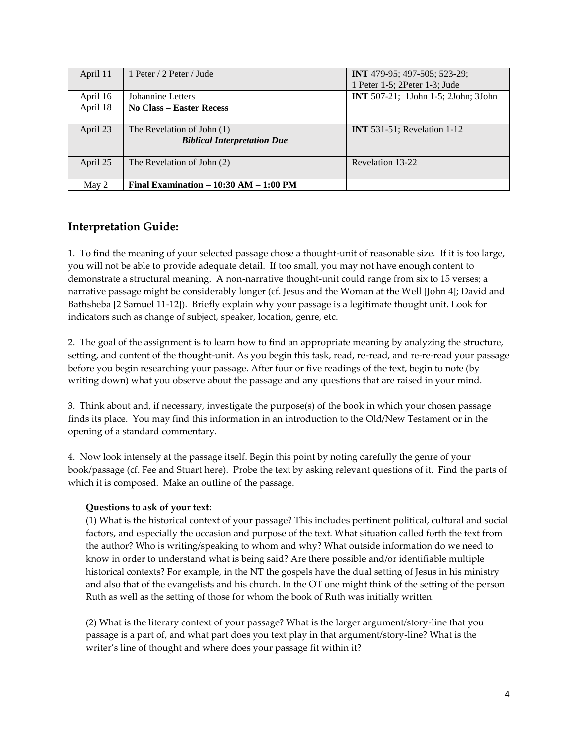| April 11 | 1 Peter / 2 Peter / Jude | **INT** 479-95; 497-505; 523-29; 1 Peter 1-5; 2Peter 1-3; Jude |
|---|---|---|
| April 16 | Johannine Letters | **INT** 507-21; 1John 1-5; 2John; 3John |
| April 18 | **No Class – Easter Recess** | |
| April 23 | The Revelation of John (1) ***Biblical Interpretation Due*** | **INT** 531-51; Revelation 1-12 |
| April 25 | The Revelation of John (2) | Revelation 13-22 |
| May 2 | **Final Examination – 10:30 AM – 1:00 PM** | |

## Interpretation Guide:

1. To find the meaning of your selected passage chose a thought-unit of reasonable size. If it is too large, you will not be able to provide adequate detail. If too small, you may not have enough content to demonstrate a structural meaning. A non-narrative thought-unit could range from six to 15 verses; a narrative passage might be considerably longer (cf. Jesus and the Woman at the Well [John 4]; David and Bathsheba [2 Samuel 11-12]). Briefly explain why your passage is a legitimate thought unit. Look for indicators such as change of subject, speaker, location, genre, etc.

2. The goal of the assignment is to learn how to find an appropriate meaning by analyzing the structure, setting, and content of the thought-unit. As you begin this task, read, re-read, and re-re-read your passage before you begin researching your passage. After four or five readings of the text, begin to note (by writing down) what you observe about the passage and any questions that are raised in your mind.

3. Think about and, if necessary, investigate the purpose(s) of the book in which your chosen passage finds its place. You may find this information in an introduction to the Old/New Testament or in the opening of a standard commentary.

4. Now look intensely at the passage itself. Begin this point by noting carefully the genre of your book/passage (cf. Fee and Stuart here). Probe the text by asking relevant questions of it. Find the parts of which it is composed. Make an outline of the passage.

**Questions to ask of your text**:

(1) What is the historical context of your passage? This includes pertinent political, cultural and social factors, and especially the occasion and purpose of the text. What situation called forth the text from the author? Who is writing/speaking to whom and why? What outside information do we need to know in order to understand what is being said? Are there possible and/or identifiable multiple historical contexts? For example, in the NT the gospels have the dual setting of Jesus in his ministry and also that of the evangelists and his church. In the OT one might think of the setting of the person Ruth as well as the setting of those for whom the book of Ruth was initially written.

(2) What is the literary context of your passage? What is the larger argument/story-line that you passage is a part of, and what part does you text play in that argument/story-line? What is the writer's line of thought and where does your passage fit within it?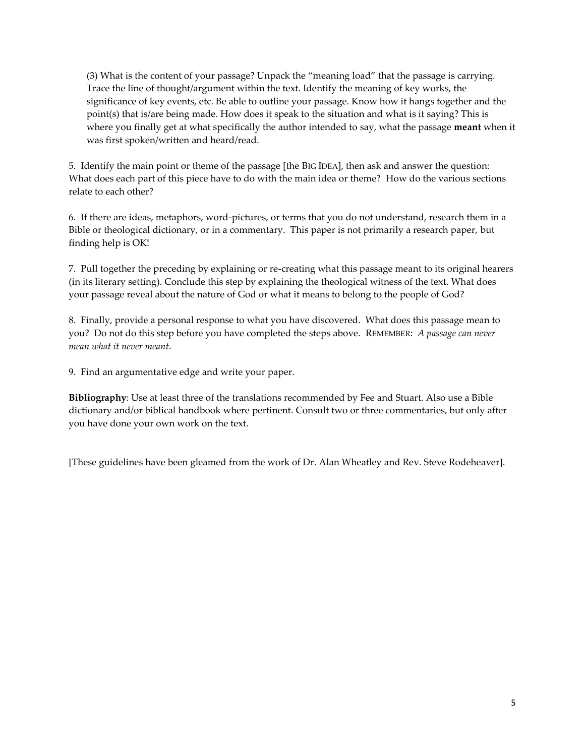(3) What is the content of your passage? Unpack the "meaning load" that the passage is carrying. Trace the line of thought/argument within the text. Identify the meaning of key works, the significance of key events, etc. Be able to outline your passage. Know how it hangs together and the point(s) that is/are being made. How does it speak to the situation and what is it saying? This is where you finally get at what specifically the author intended to say, what the passage **meant** when it was first spoken/written and heard/read.

5. Identify the main point or theme of the passage [the BIG IDEA], then ask and answer the question: What does each part of this piece have to do with the main idea or theme? How do the various sections relate to each other?

6. If there are ideas, metaphors, word-pictures, or terms that you do not understand, research them in a Bible or theological dictionary, or in a commentary. This paper is not primarily a research paper, but finding help is OK!

7. Pull together the preceding by explaining or re-creating what this passage meant to its original hearers (in its literary setting). Conclude this step by explaining the theological witness of the text. What does your passage reveal about the nature of God or what it means to belong to the people of God?

8. Finally, provide a personal response to what you have discovered. What does this passage mean to you? Do not do this step before you have completed the steps above. REMEMBER: *A passage can never mean what it never meant*.

9. Find an argumentative edge and write your paper.

**Bibliography**: Use at least three of the translations recommended by Fee and Stuart. Also use a Bible dictionary and/or biblical handbook where pertinent. Consult two or three commentaries, but only after you have done your own work on the text.

[These guidelines have been gleamed from the work of Dr. Alan Wheatley and Rev. Steve Rodeheaver].